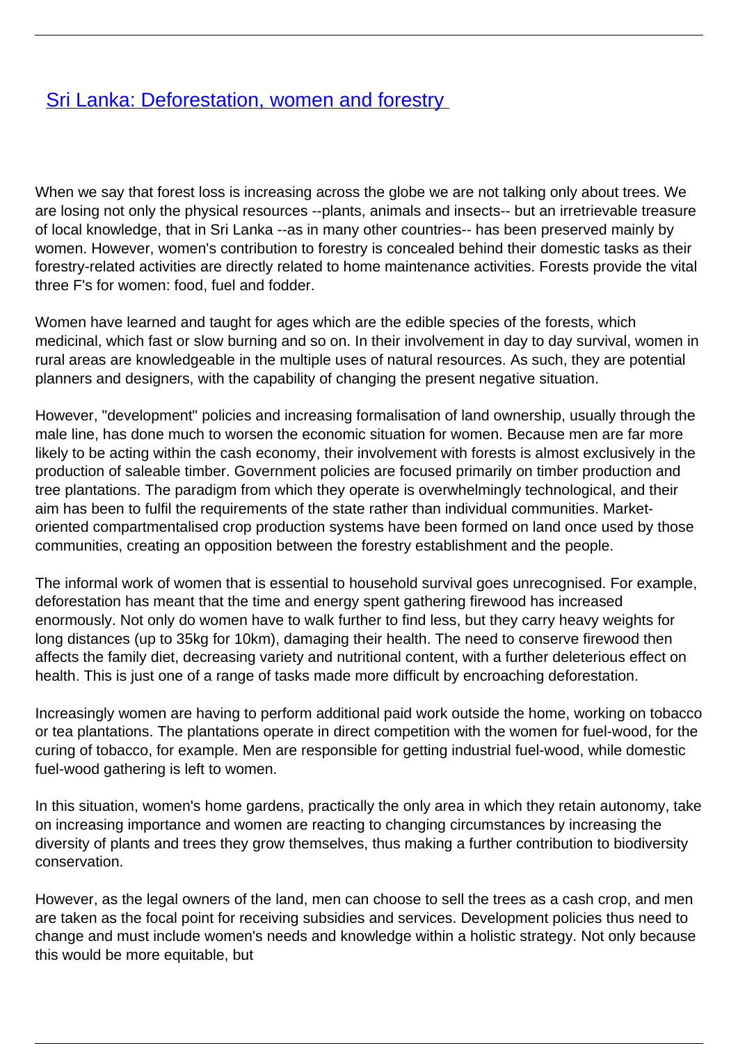# [Sri Lanka: Deforestation, women and forestry](#)

When we say that forest loss is increasing across the globe we are not talking only about trees. We are losing not only the physical resources --plants, animals and insects-- but an irretrievable treasure of local knowledge, that in Sri Lanka --as in many other countries-- has been preserved mainly by women. However, women's contribution to forestry is concealed behind their domestic tasks as their forestry-related activities are directly related to home maintenance activities. Forests provide the vital three F's for women: food, fuel and fodder.

Women have learned and taught for ages which are the edible species of the forests, which medicinal, which fast or slow burning and so on. In their involvement in day to day survival, women in rural areas are knowledgeable in the multiple uses of natural resources. As such, they are potential planners and designers, with the capability of changing the present negative situation.

However, "development" policies and increasing formalisation of land ownership, usually through the male line, has done much to worsen the economic situation for women. Because men are far more likely to be acting within the cash economy, their involvement with forests is almost exclusively in the production of saleable timber. Government policies are focused primarily on timber production and tree plantations. The paradigm from which they operate is overwhelmingly technological, and their aim has been to fulfil the requirements of the state rather than individual communities. Market-oriented compartmentalised crop production systems have been formed on land once used by those communities, creating an opposition between the forestry establishment and the people.

The informal work of women that is essential to household survival goes unrecognised. For example, deforestation has meant that the time and energy spent gathering firewood has increased enormously. Not only do women have to walk further to find less, but they carry heavy weights for long distances (up to 35kg for 10km), damaging their health. The need to conserve firewood then affects the family diet, decreasing variety and nutritional content, with a further deleterious effect on health. This is just one of a range of tasks made more difficult by encroaching deforestation.

Increasingly women are having to perform additional paid work outside the home, working on tobacco or tea plantations. The plantations operate in direct competition with the women for fuel-wood, for the curing of tobacco, for example. Men are responsible for getting industrial fuel-wood, while domestic fuel-wood gathering is left to women.

In this situation, women's home gardens, practically the only area in which they retain autonomy, take on increasing importance and women are reacting to changing circumstances by increasing the diversity of plants and trees they grow themselves, thus making a further contribution to biodiversity conservation.

However, as the legal owners of the land, men can choose to sell the trees as a cash crop, and men are taken as the focal point for receiving subsidies and services. Development policies thus need to change and must include women's needs and knowledge within a holistic strategy. Not only because this would be more equitable, but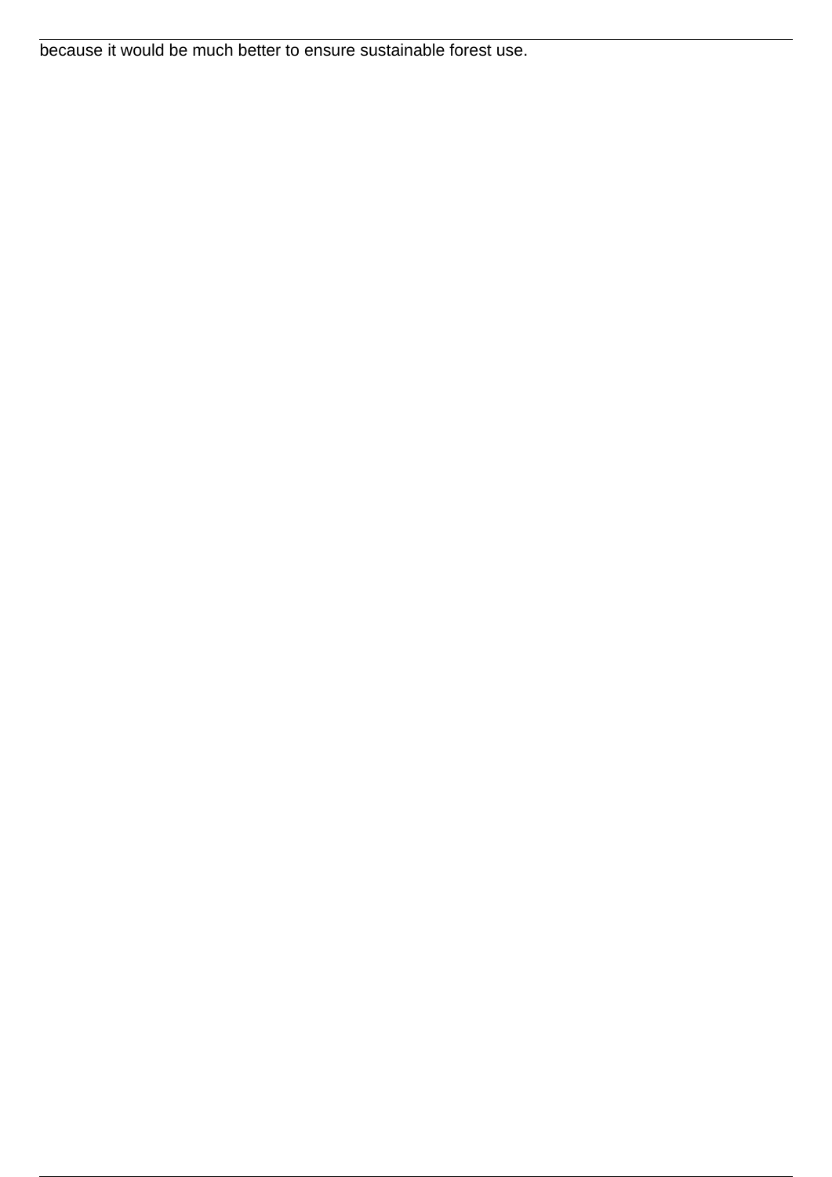because it would be much better to ensure sustainable forest use.